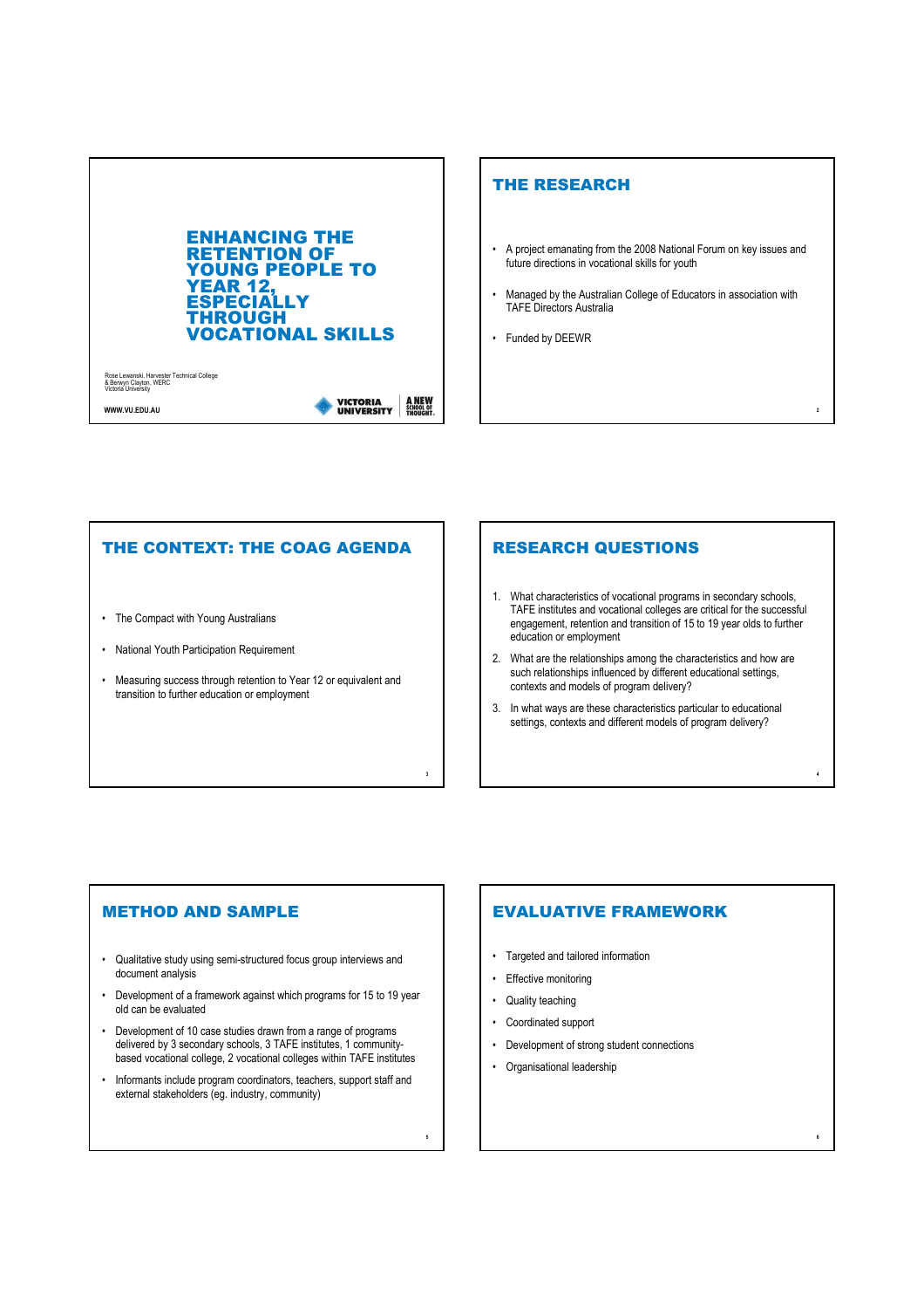# ENHANCING THE RETENTION OF YOUNG PEOPLE TO YEAR 12, ESPECIALLY THROUGH VOCATIONAL SKILLS

Rose Lewanski, Harvester Technical College
& Berwyn Clayton, WERC
Victoria University

WWW.VU.EDU.AU

VICTORIA UNIVERSITY — A NEW SCHOOL OF THOUGHT

## THE RESEARCH

- A project emanating from the 2008 National Forum on key issues and future directions in vocational skills for youth
- Managed by the Australian College of Educators in association with TAFE Directors Australia
- Funded by DEEWR

## THE CONTEXT: THE COAG AGENDA

- The Compact with Young Australians
- National Youth Participation Requirement
- Measuring success through retention to Year 12 or equivalent and transition to further education or employment

## RESEARCH QUESTIONS

1. What characteristics of vocational programs in secondary schools, TAFE institutes and vocational colleges are critical for the successful engagement, retention and transition of 15 to 19 year olds to further education or employment
2. What are the relationships among the characteristics and how are such relationships influenced by different educational settings, contexts and models of program delivery?
3. In what ways are these characteristics particular to educational settings, contexts and different models of program delivery?

## METHOD AND SAMPLE

- Qualitative study using semi-structured focus group interviews and document analysis
- Development of a framework against which programs for 15 to 19 year old can be evaluated
- Development of 10 case studies drawn from a range of programs delivered by 3 secondary schools, 3 TAFE institutes, 1 community-based vocational college, 2 vocational colleges within TAFE institutes
- Informants include program coordinators, teachers, support staff and external stakeholders (eg. industry, community)

## EVALUATIVE FRAMEWORK

- Targeted and tailored information
- Effective monitoring
- Quality teaching
- Coordinated support
- Development of strong student connections
- Organisational leadership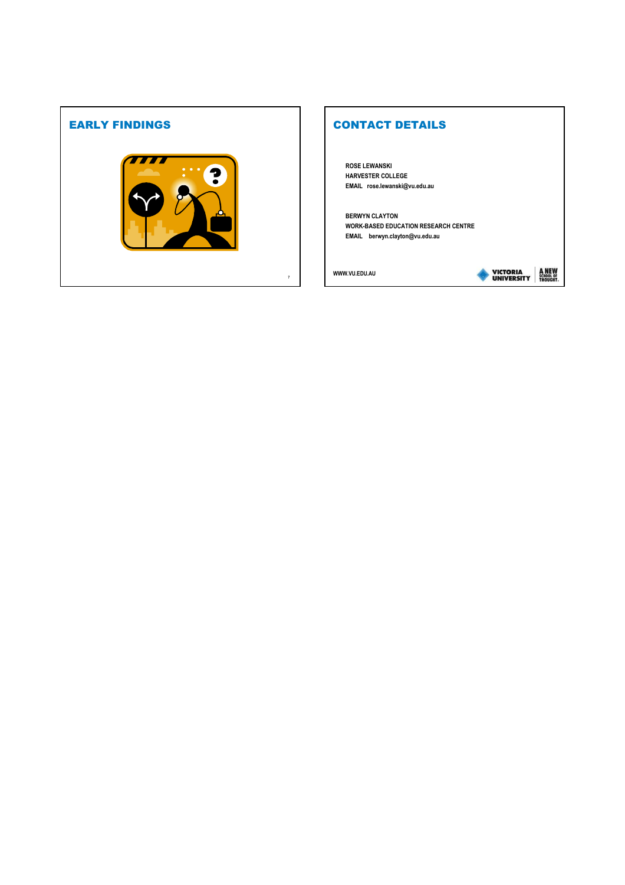## EARLY FINDINGS

## CONTACT DETAILS

ROSE LEWANSKI
HARVESTER COLLEGE
EMAIL rose.lewanski@vu.edu.au

BERWYN CLAYTON
WORK-BASED EDUCATION RESEARCH CENTRE
EMAIL berwyn.clayton@vu.edu.au

WWW.VU.EDU.AU

VICTORIA UNIVERSITY | A NEW SCHOOL OF THOUGHT.